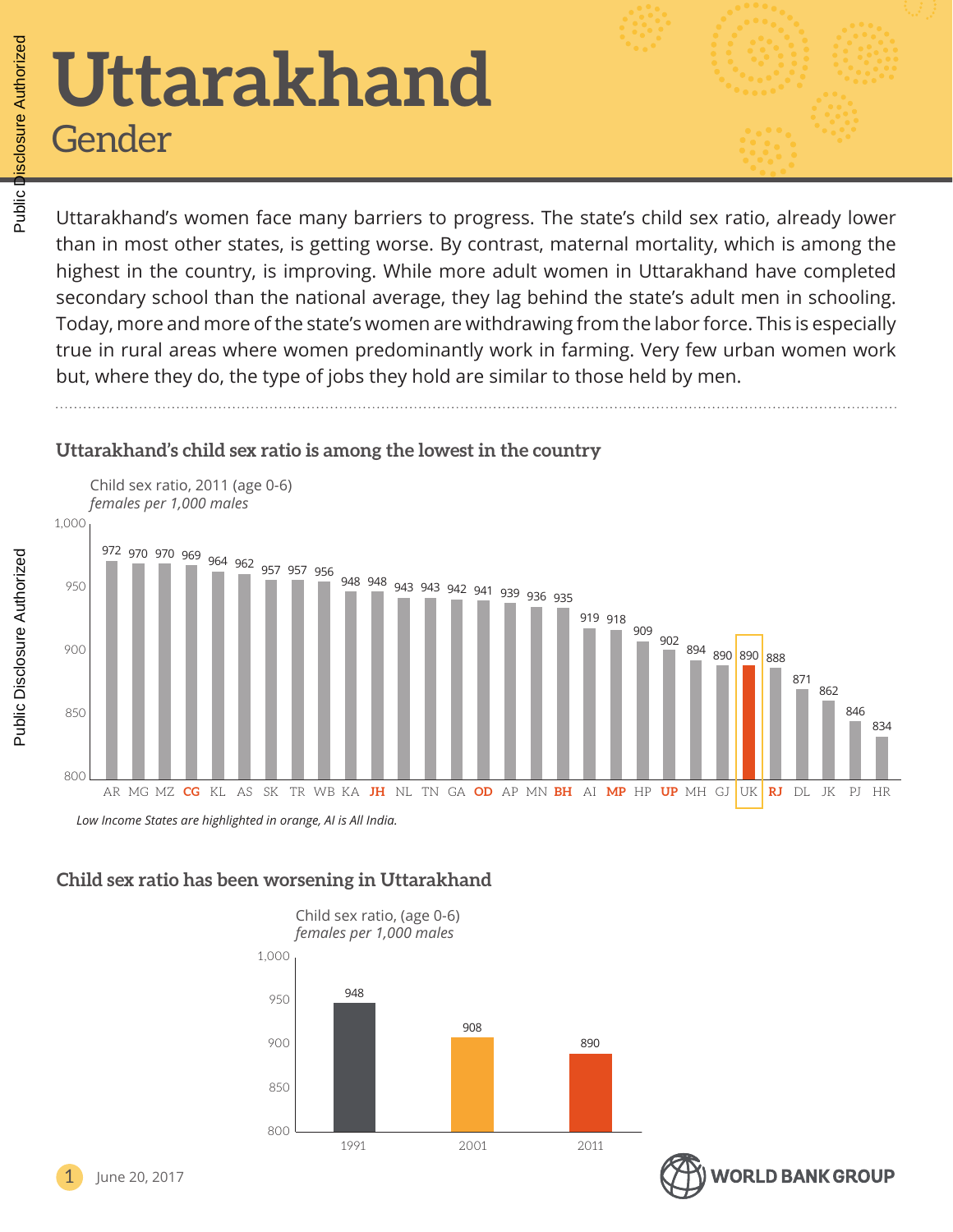# Uttarakhand

## Gender

Uttarakhand's women face many barriers to progress. The state's child sex ratio, already lower than in most other states, is getting worse. By contrast, maternal mortality, which is among the highest in the country, is improving. While more adult women in Uttarakhand have completed secondary school than the national average, they lag behind the state's adult men in schooling. Today, more and more of the state's women are withdrawing from the labor force. This is especially true in rural areas where women predominantly work in farming. Very few urban women work but, where they do, the type of jobs they hold are similar to those held by men.

### Uttarakhand's child sex ratio is among the lowest in the country

Child sex ratio, 2011 (age 0-6)
*females per 1,000 males*

| State | Child sex ratio |
|---|---|
| AR | 972 |
| MG | 970 |
| MZ | 970 |
| **CG** | 969 |
| KL | 964 |
| AS | 962 |
| SK | 957 |
| TR | 957 |
| WB | 956 |
| KA | 948 |
| **JH** | 948 |
| NL | 943 |
| TN | 943 |
| GA | 942 |
| **OD** | 941 |
| AP | 939 |
| MN | 936 |
| **BH** | 935 |
| AI | 919 |
| **MP** | 918 |
| HP | 909 |
| **UP** | 902 |
| MH | 894 |
| GJ | 890 |
| UK | 890 |
| **RJ** | 888 |
| DL | 871 |
| JK | 862 |
| PJ | 846 |
| HR | 834 |

*Low Income States are highlighted in orange, AI is All India.*

### Child sex ratio has been worsening in Uttarakhand

Child sex ratio, (age 0-6)
*females per 1,000 males*

| Year | Child sex ratio |
|---|---|
| 1991 | 948 |
| 2001 | 908 |
| 2011 | 890 |

June 20, 2017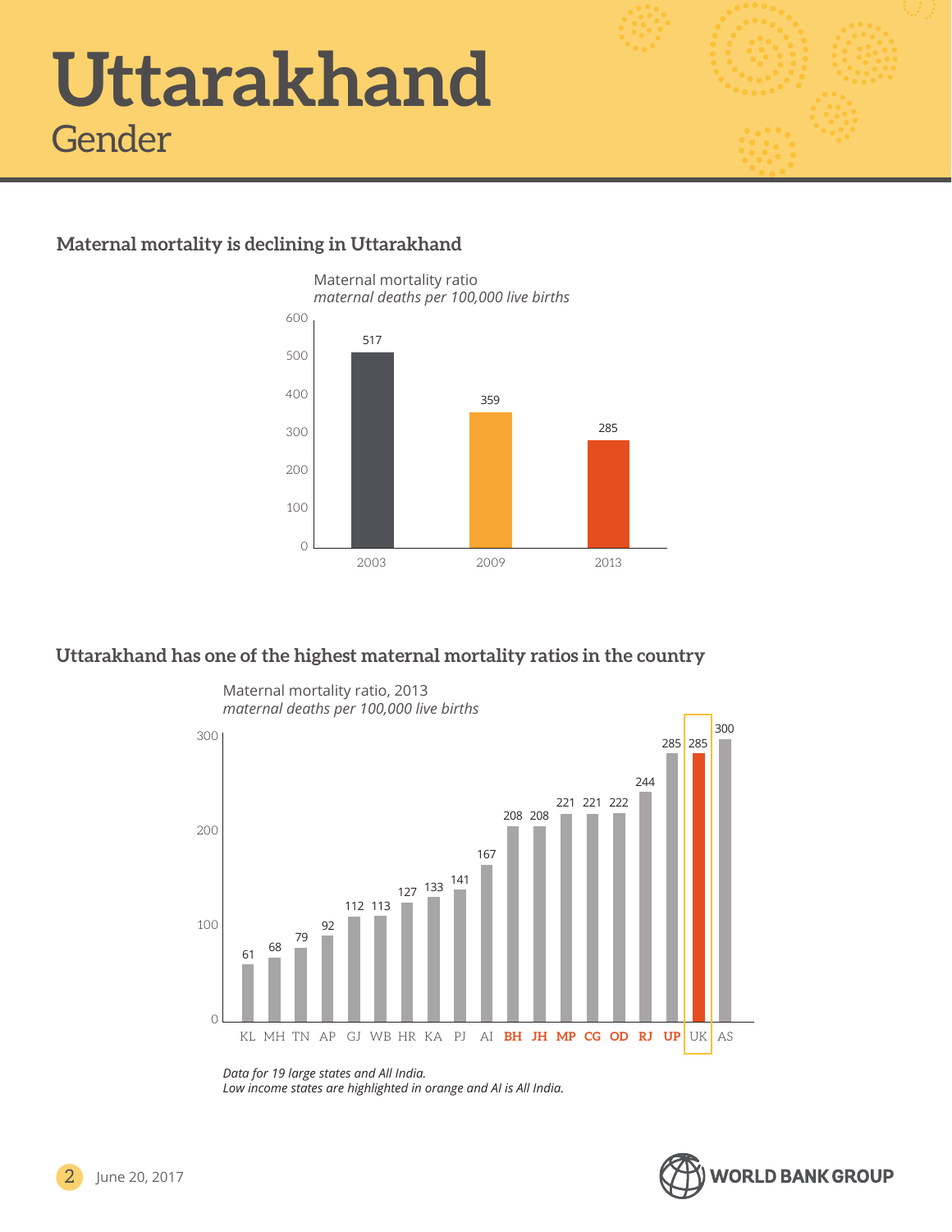# Uttarakhand

## Gender

### Maternal mortality is declining in Uttarakhand

Maternal mortality ratio
*maternal deaths per 100,000 live births*

| Year | Maternal mortality ratio |
|---|---|
| 2003 | 517 |
| 2009 | 359 |
| 2013 | 285 |

### Uttarakhand has one of the highest maternal mortality ratios in the country

Maternal mortality ratio, 2013
*maternal deaths per 100,000 live births*

| State | Maternal mortality ratio |
|---|---|
| KL | 61 |
| MH | 68 |
| TN | 79 |
| AP | 92 |
| GJ | 112 |
| WB | 113 |
| HR | 127 |
| KA | 133 |
| PJ | 141 |
| AI | 167 |
| **BH** | 208 |
| **JH** | 208 |
| **MP** | 221 |
| **CG** | 221 |
| **OD** | 222 |
| **RJ** | 244 |
| **UP** | 285 |
| UK | 285 |
| AS | 300 |

*Data for 19 large states and All India.*
*Low income states are highlighted in orange and AI is All India.*

June 20, 2017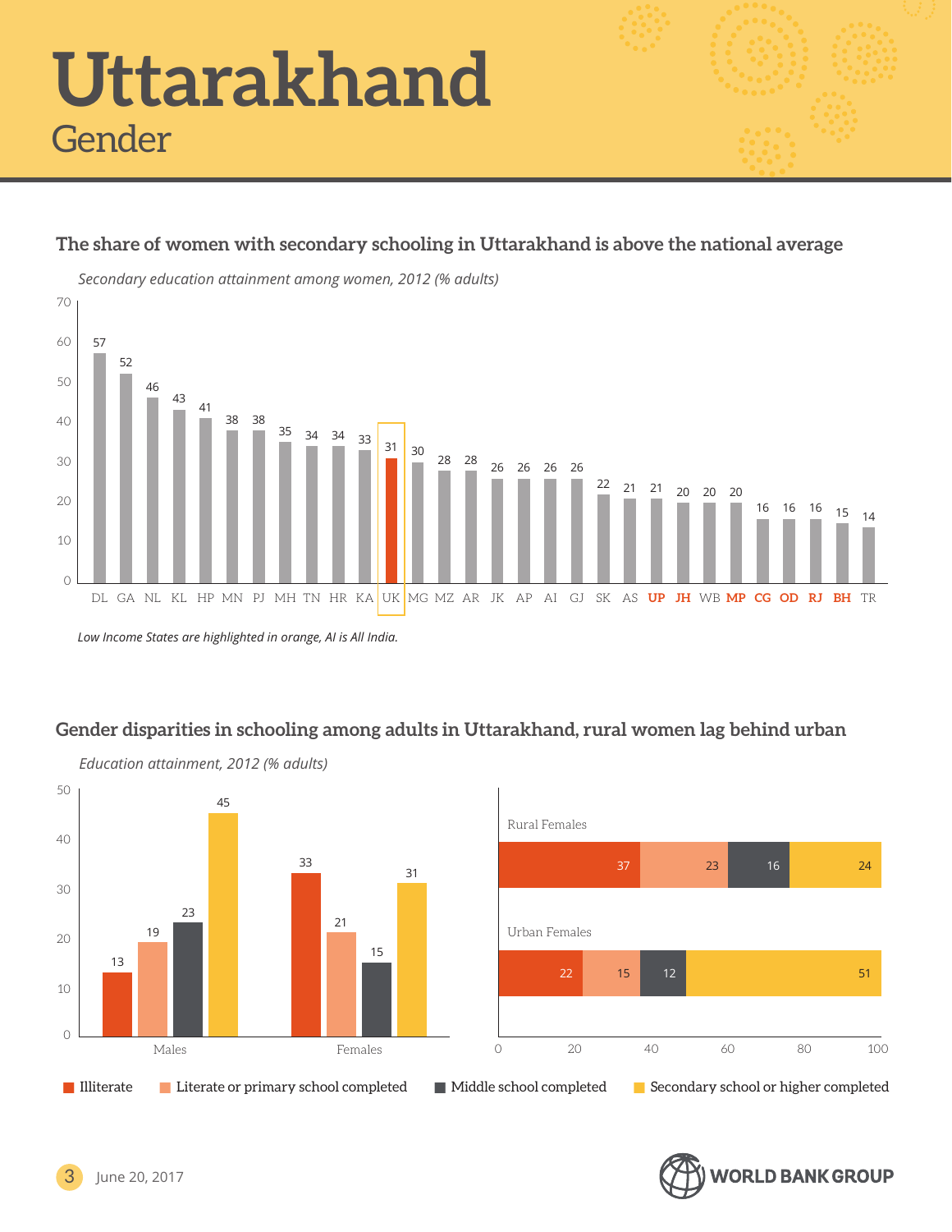# Uttarakhand

## Gender

### The share of women with secondary schooling in Uttarakhand is above the national average

*Secondary education attainment among women, 2012 (% adults)*

| State | DL | GA | NL | KL | HP | MN | PJ | MH | TN | HR | KA | UK | MG | MZ | AR | JK | AP | AI | GJ | SK | AS | **UP** | **JH** | WB | **MP** | **CG** | **OD** | **RJ** | **BH** | TR |
|---|---|---|---|---|---|---|---|---|---|---|---|---|---|---|---|---|---|---|---|---|---|---|---|---|---|---|---|---|---|---|
| % | 57 | 52 | 46 | 43 | 41 | 38 | 38 | 35 | 34 | 34 | 33 | 31 | 30 | 28 | 28 | 26 | 26 | 26 | 26 | 22 | 21 | 21 | 20 | 20 | 20 | 16 | 16 | 16 | 15 | 14 |

*Low Income States are highlighted in orange, AI is All India.*

### Gender disparities in schooling among adults in Uttarakhand, rural women lag behind urban

*Education attainment, 2012 (% adults)*

| | Illiterate | Literate or primary school completed | Middle school completed | Secondary school or higher completed |
|---|---|---|---|---|
| Males | 13 | 19 | 23 | 45 |
| Females | 33 | 21 | 15 | 31 |
| Rural Females | 37 | 23 | 16 | 24 |
| Urban Females | 22 | 15 | 12 | 51 |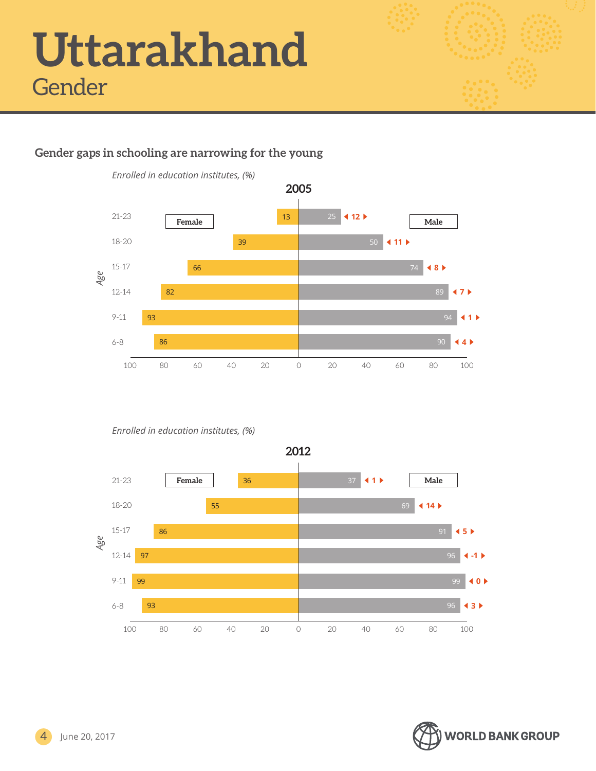# Uttarakhand

## Gender

### Gender gaps in schooling are narrowing for the young

*Enrolled in education institutes, (%)*

**2005**

| Age | Female | Male | Gap |
|---|---|---|---|
| 21-23 | 13 | 25 | 12 |
| 18-20 | 39 | 50 | 11 |
| 15-17 | 66 | 74 | 8 |
| 12-14 | 82 | 89 | 7 |
| 9-11 | 93 | 94 | 1 |
| 6-8 | 86 | 90 | 4 |

*Enrolled in education institutes, (%)*

**2012**

| Age | Female | Male | Gap |
|---|---|---|---|
| 21-23 | 36 | 37 | 1 |
| 18-20 | 55 | 69 | 14 |
| 15-17 | 86 | 91 | 5 |
| 12-14 | 97 | 96 | -1 |
| 9-11 | 99 | 99 | 0 |
| 6-8 | 93 | 96 | 3 |

June 20, 2017

WORLD BANK GROUP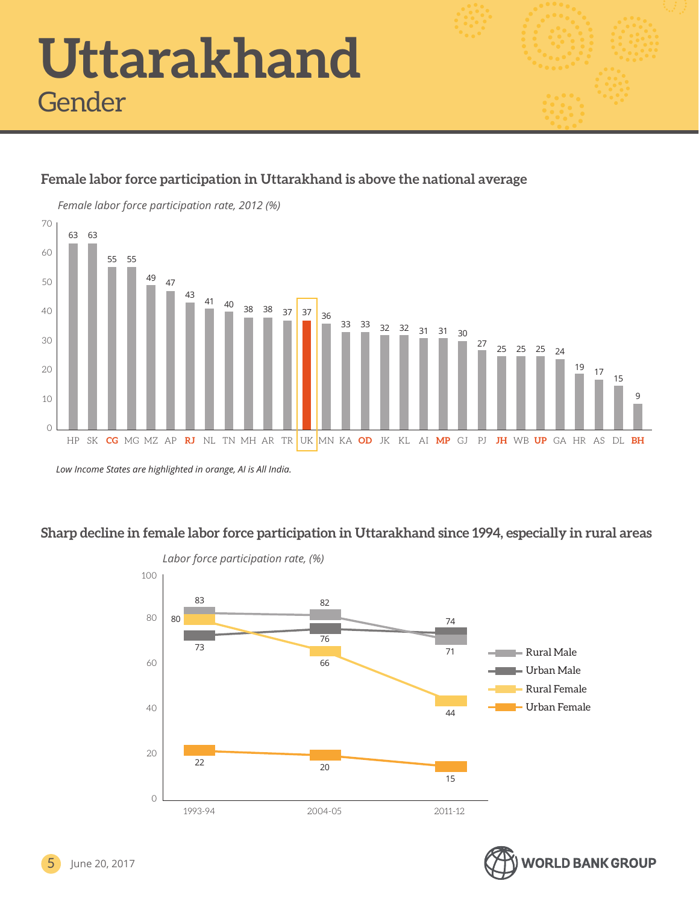# Uttarakhand

## Gender

### Female labor force participation in Uttarakhand is above the national average

*Female labor force participation rate, 2012 (%)*

| State | Rate |
|---|---|
| HP | 63 |
| SK | 63 |
| **CG** | 55 |
| MG | 55 |
| MZ | 49 |
| AP | 47 |
| **RJ** | 43 |
| NL | 41 |
| TN | 40 |
| MH | 38 |
| AR | 38 |
| TR | 37 |
| UK | 37 |
| MN | 36 |
| KA | 33 |
| **OD** | 33 |
| JK | 32 |
| KL | 32 |
| AI | 31 |
| **MP** | 31 |
| GJ | 30 |
| PJ | 27 |
| **JH** | 25 |
| WB | 25 |
| **UP** | 25 |
| GA | 24 |
| HR | 19 |
| AS | 17 |
| DL | 15 |
| **BH** | 9 |

*Low Income States are highlighted in orange, AI is All India.*

### Sharp decline in female labor force participation in Uttarakhand since 1994, especially in rural areas

*Labor force participation rate, (%)*

| | 1993-94 | 2004-05 | 2011-12 |
|---|---|---|---|
| Rural Male | 83 | 82 | 71 |
| Urban Male | 73 | 76 | 74 |
| Rural Female | 80 | 66 | 44 |
| Urban Female | 22 | 20 | 15 |

June 20, 2017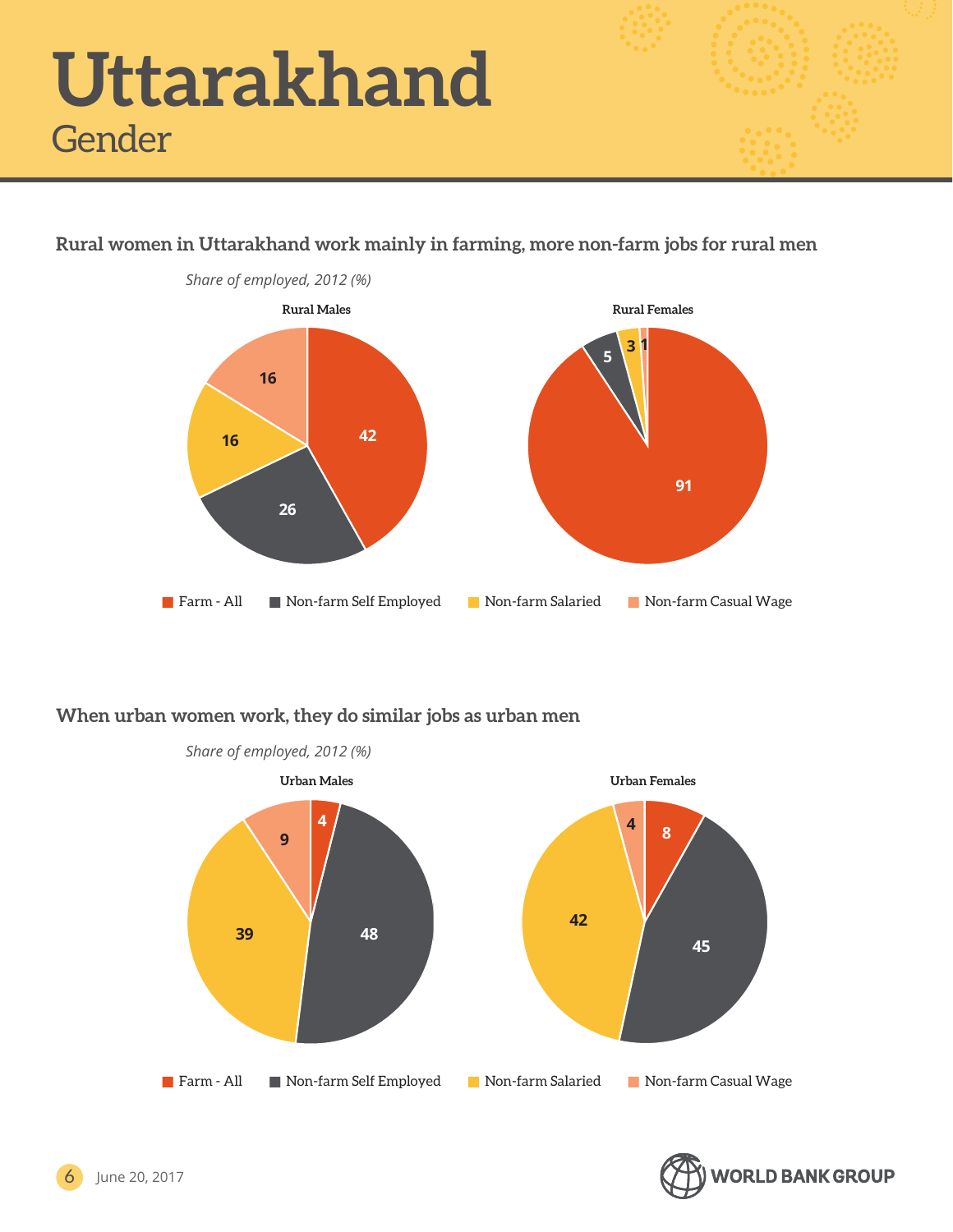# Uttarakhand

## Gender

### Rural women in Uttarakhand work mainly in farming, more non-farm jobs for rural men

*Share of employed, 2012 (%)*

Rural Males

42
26
16
16

Rural Females

91
5
3
1

Farm - All
Non-farm Self Employed
Non-farm Salaried
Non-farm Casual Wage

### When urban women work, they do similar jobs as urban men

*Share of employed, 2012 (%)*

Urban Males

4
48
39
9

Urban Females

8
45
42
4

Farm - All
Non-farm Self Employed
Non-farm Salaried
Non-farm Casual Wage

June 20, 2017

WORLD BANK GROUP